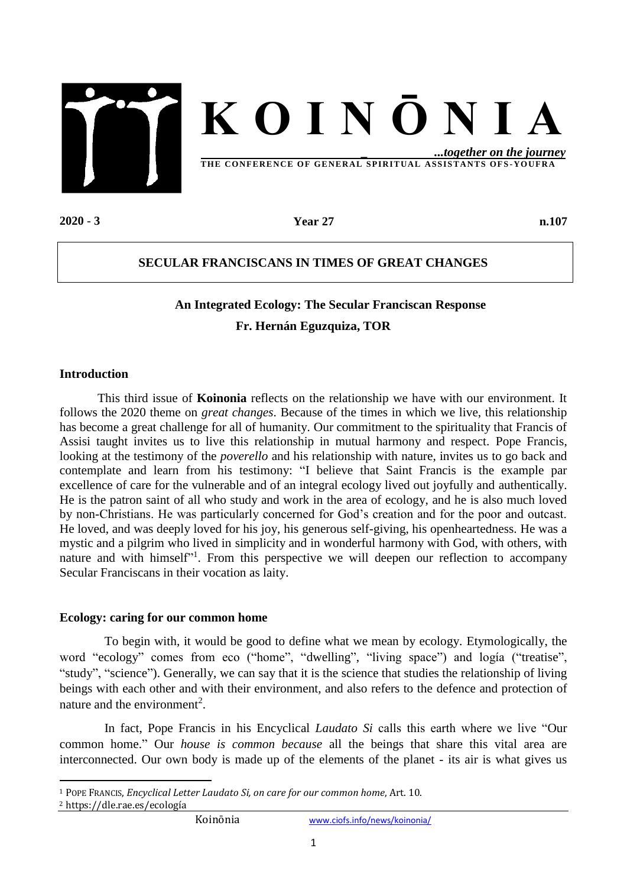# K O I N Ō N I A

*...together on the journey*

**THE CONFERENCE OF GENERAL SPIRITUAL ASSISTANTS OFS-YOUFRA**

**2020 - 3** **Year 27** **n.107**

## SECULAR FRANCISCANS IN TIMES OF GREAT CHANGES

### An Integrated Ecology: The Secular Franciscan Response

**Fr. Hernán Eguzquiza, TOR**

### Introduction

This third issue of **Koinonia** reflects on the relationship we have with our environment. It follows the 2020 theme on *great changes*. Because of the times in which we live, this relationship has become a great challenge for all of humanity. Our commitment to the spirituality that Francis of Assisi taught invites us to live this relationship in mutual harmony and respect. Pope Francis, looking at the testimony of the *poverello* and his relationship with nature, invites us to go back and contemplate and learn from his testimony: "I believe that Saint Francis is the example par excellence of care for the vulnerable and of an integral ecology lived out joyfully and authentically. He is the patron saint of all who study and work in the area of ecology, and he is also much loved by non-Christians. He was particularly concerned for God's creation and for the poor and outcast. He loved, and was deeply loved for his joy, his generous self-giving, his openheartedness. He was a mystic and a pilgrim who lived in simplicity and in wonderful harmony with God, with others, with nature and with himself"[1]. From this perspective we will deepen our reflection to accompany Secular Franciscans in their vocation as laity.

### Ecology: caring for our common home

To begin with, it would be good to define what we mean by ecology. Etymologically, the word "ecology" comes from eco ("home", "dwelling", "living space") and logía ("treatise", "study", "science"). Generally, we can say that it is the science that studies the relationship of living beings with each other and with their environment, and also refers to the defence and protection of nature and the environment[2].

In fact, Pope Francis in his Encyclical *Laudato Si* calls this earth where we live "Our common home." Our *house is common because* all the beings that share this vital area are interconnected. Our own body is made up of the elements of the planet - its air is what gives us

---

[1] POPE FRANCIS, *Encyclical Letter Laudato Si, on care for our common home,* Art. 10.

[2] https://dle.rae.es/ecología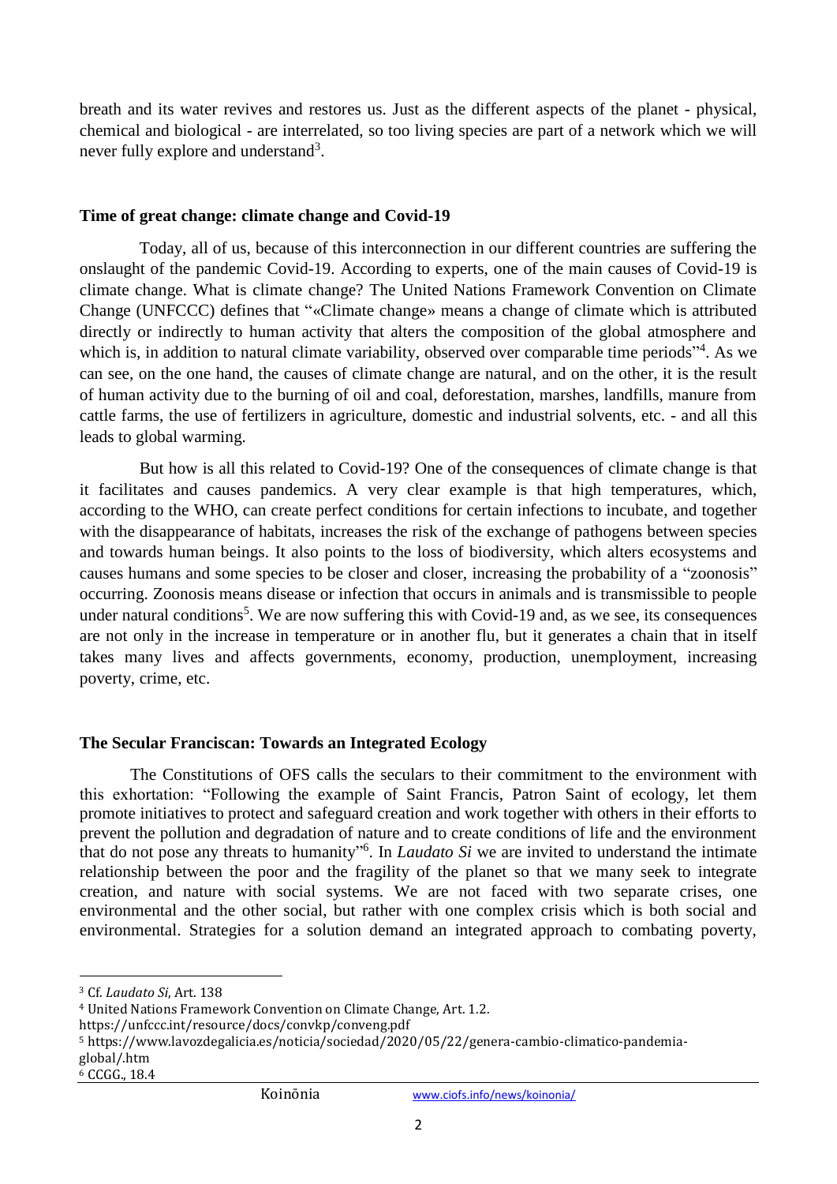breath and its water revives and restores us. Just as the different aspects of the planet - physical, chemical and biological - are interrelated, so too living species are part of a network which we will never fully explore and understand[3].

## Time of great change: climate change and Covid-19

Today, all of us, because of this interconnection in our different countries are suffering the onslaught of the pandemic Covid-19. According to experts, one of the main causes of Covid-19 is climate change. What is climate change? The United Nations Framework Convention on Climate Change (UNFCCC) defines that "«Climate change» means a change of climate which is attributed directly or indirectly to human activity that alters the composition of the global atmosphere and which is, in addition to natural climate variability, observed over comparable time periods"[4]. As we can see, on the one hand, the causes of climate change are natural, and on the other, it is the result of human activity due to the burning of oil and coal, deforestation, marshes, landfills, manure from cattle farms, the use of fertilizers in agriculture, domestic and industrial solvents, etc. - and all this leads to global warming.

But how is all this related to Covid-19? One of the consequences of climate change is that it facilitates and causes pandemics. A very clear example is that high temperatures, which, according to the WHO, can create perfect conditions for certain infections to incubate, and together with the disappearance of habitats, increases the risk of the exchange of pathogens between species and towards human beings. It also points to the loss of biodiversity, which alters ecosystems and causes humans and some species to be closer and closer, increasing the probability of a "zoonosis" occurring. Zoonosis means disease or infection that occurs in animals and is transmissible to people under natural conditions[5]. We are now suffering this with Covid-19 and, as we see, its consequences are not only in the increase in temperature or in another flu, but it generates a chain that in itself takes many lives and affects governments, economy, production, unemployment, increasing poverty, crime, etc.

## The Secular Franciscan: Towards an Integrated Ecology

The Constitutions of OFS calls the seculars to their commitment to the environment with this exhortation: "Following the example of Saint Francis, Patron Saint of ecology, let them promote initiatives to protect and safeguard creation and work together with others in their efforts to prevent the pollution and degradation of nature and to create conditions of life and the environment that do not pose any threats to humanity"[6]. In *Laudato Si* we are invited to understand the intimate relationship between the poor and the fragility of the planet so that we many seek to integrate creation, and nature with social systems. We are not faced with two separate crises, one environmental and the other social, but rather with one complex crisis which is both social and environmental. Strategies for a solution demand an integrated approach to combating poverty,

---

[3] Cf. *Laudato Si*, Art. 138

[4] United Nations Framework Convention on Climate Change, Art. 1.2.
https://unfccc.int/resource/docs/convkp/conveng.pdf

[5] https://www.lavozdegalicia.es/noticia/sociedad/2020/05/22/genera-cambio-climatico-pandemia-global/.htm

[6] CCGG., 18.4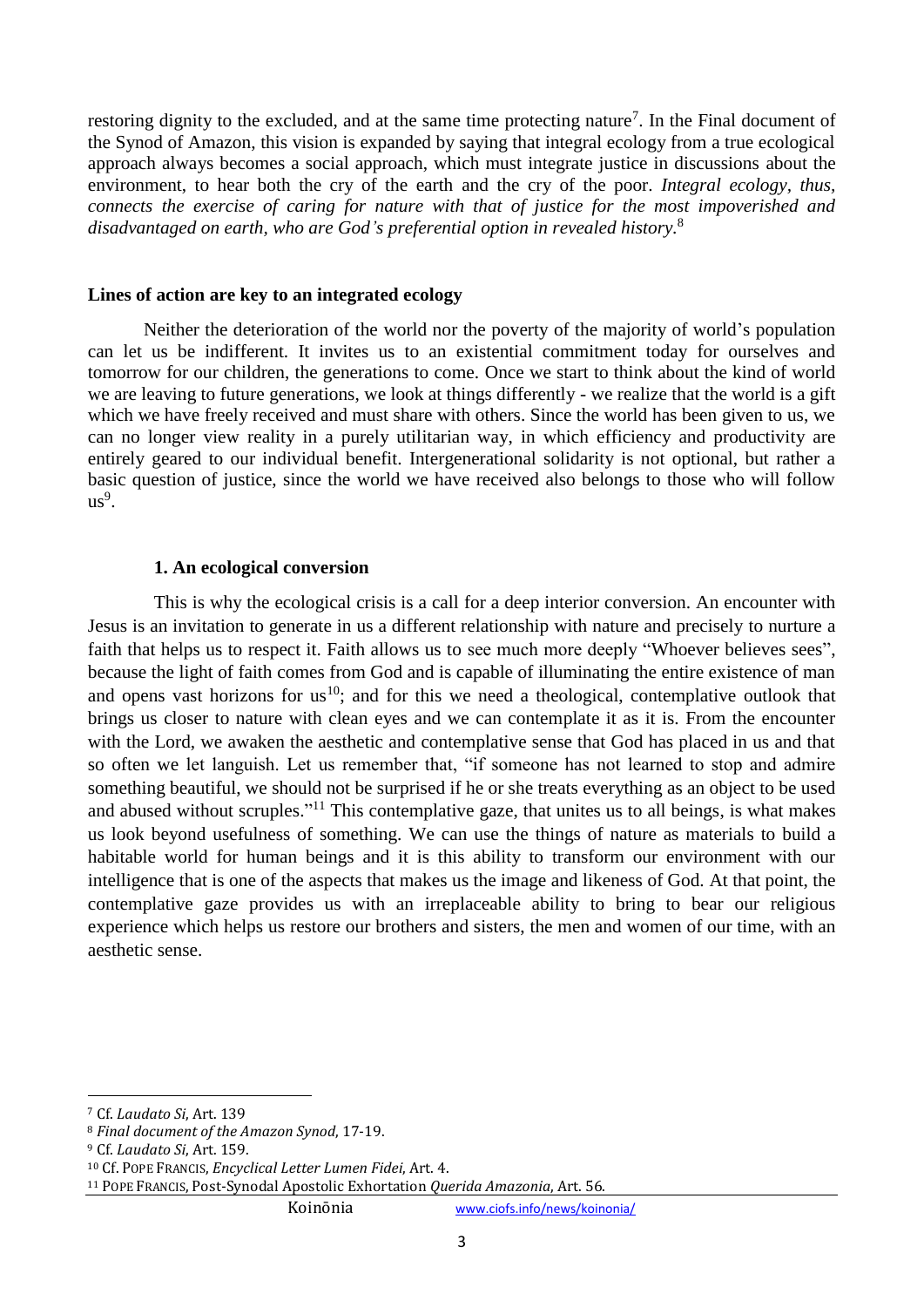restoring dignity to the excluded, and at the same time protecting nature[7]. In the Final document of the Synod of Amazon, this vision is expanded by saying that integral ecology from a true ecological approach always becomes a social approach, which must integrate justice in discussions about the environment, to hear both the cry of the earth and the cry of the poor. *Integral ecology, thus, connects the exercise of caring for nature with that of justice for the most impoverished and disadvantaged on earth, who are God's preferential option in revealed history*.[8]

**Lines of action are key to an integrated ecology**

Neither the deterioration of the world nor the poverty of the majority of world's population can let us be indifferent. It invites us to an existential commitment today for ourselves and tomorrow for our children, the generations to come. Once we start to think about the kind of world we are leaving to future generations, we look at things differently - we realize that the world is a gift which we have freely received and must share with others. Since the world has been given to us, we can no longer view reality in a purely utilitarian way, in which efficiency and productivity are entirely geared to our individual benefit. Intergenerational solidarity is not optional, but rather a basic question of justice, since the world we have received also belongs to those who will follow us[9].

**1. An ecological conversion**

This is why the ecological crisis is a call for a deep interior conversion. An encounter with Jesus is an invitation to generate in us a different relationship with nature and precisely to nurture a faith that helps us to respect it. Faith allows us to see much more deeply "Whoever believes sees", because the light of faith comes from God and is capable of illuminating the entire existence of man and opens vast horizons for us[10]; and for this we need a theological, contemplative outlook that brings us closer to nature with clean eyes and we can contemplate it as it is. From the encounter with the Lord, we awaken the aesthetic and contemplative sense that God has placed in us and that so often we let languish. Let us remember that, "if someone has not learned to stop and admire something beautiful, we should not be surprised if he or she treats everything as an object to be used and abused without scruples."[11] This contemplative gaze, that unites us to all beings, is what makes us look beyond usefulness of something. We can use the things of nature as materials to build a habitable world for human beings and it is this ability to transform our environment with our intelligence that is one of the aspects that makes us the image and likeness of God. At that point, the contemplative gaze provides us with an irreplaceable ability to bring to bear our religious experience which helps us restore our brothers and sisters, the men and women of our time, with an aesthetic sense.

---

[7] Cf. *Laudato Si*, Art. 139

[8] *Final document of the Amazon Synod*, 17-19.

[9] Cf. *Laudato Si*, Art. 159.

[10] Cf. POPE FRANCIS, *Encyclical Letter Lumen Fidei*, Art. 4.

[11] POPE FRANCIS, Post-Synodal Apostolic Exhortation *Querida Amazonia*, Art. 56.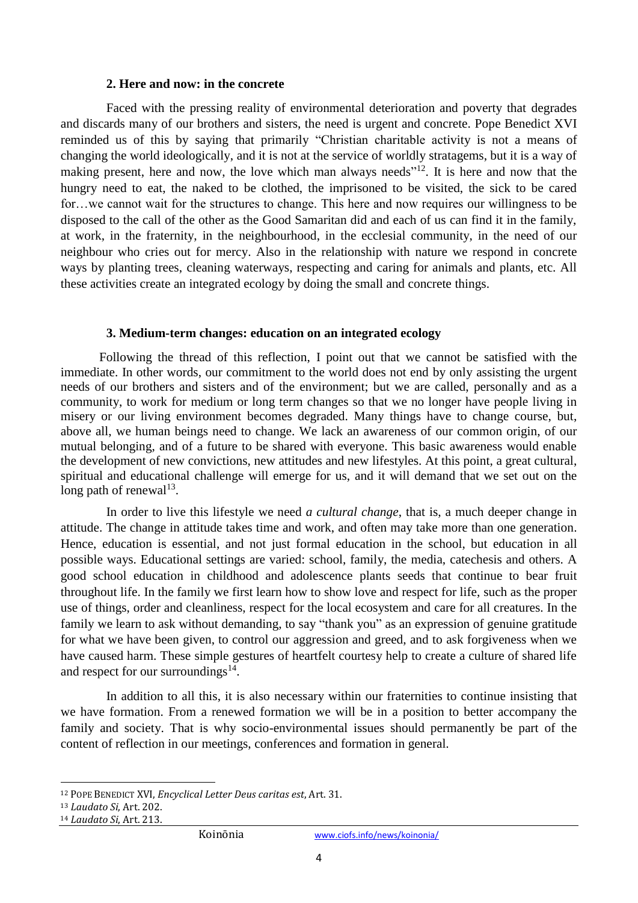### 2. Here and now: in the concrete

Faced with the pressing reality of environmental deterioration and poverty that degrades and discards many of our brothers and sisters, the need is urgent and concrete. Pope Benedict XVI reminded us of this by saying that primarily "Christian charitable activity is not a means of changing the world ideologically, and it is not at the service of worldly stratagems, but it is a way of making present, here and now, the love which man always needs"[12]. It is here and now that the hungry need to eat, the naked to be clothed, the imprisoned to be visited, the sick to be cared for…we cannot wait for the structures to change. This here and now requires our willingness to be disposed to the call of the other as the Good Samaritan did and each of us can find it in the family, at work, in the fraternity, in the neighbourhood, in the ecclesial community, in the need of our neighbour who cries out for mercy. Also in the relationship with nature we respond in concrete ways by planting trees, cleaning waterways, respecting and caring for animals and plants, etc. All these activities create an integrated ecology by doing the small and concrete things.

### 3. Medium-term changes: education on an integrated ecology

Following the thread of this reflection, I point out that we cannot be satisfied with the immediate. In other words, our commitment to the world does not end by only assisting the urgent needs of our brothers and sisters and of the environment; but we are called, personally and as a community, to work for medium or long term changes so that we no longer have people living in misery or our living environment becomes degraded. Many things have to change course, but, above all, we human beings need to change. We lack an awareness of our common origin, of our mutual belonging, and of a future to be shared with everyone. This basic awareness would enable the development of new convictions, new attitudes and new lifestyles. At this point, a great cultural, spiritual and educational challenge will emerge for us, and it will demand that we set out on the long path of renewal[13].

In order to live this lifestyle we need *a cultural change*, that is, a much deeper change in attitude. The change in attitude takes time and work, and often may take more than one generation. Hence, education is essential, and not just formal education in the school, but education in all possible ways. Educational settings are varied: school, family, the media, catechesis and others. A good school education in childhood and adolescence plants seeds that continue to bear fruit throughout life. In the family we first learn how to show love and respect for life, such as the proper use of things, order and cleanliness, respect for the local ecosystem and care for all creatures. In the family we learn to ask without demanding, to say "thank you" as an expression of genuine gratitude for what we have been given, to control our aggression and greed, and to ask forgiveness when we have caused harm. These simple gestures of heartfelt courtesy help to create a culture of shared life and respect for our surroundings[14].

In addition to all this, it is also necessary within our fraternities to continue insisting that we have formation. From a renewed formation we will be in a position to better accompany the family and society. That is why socio-environmental issues should permanently be part of the content of reflection in our meetings, conferences and formation in general.

---

[12] Pope Benedict XVI, *Encyclical Letter Deus caritas est*, Art. 31.

[13] *Laudato Si*, Art. 202.

[14] *Laudato Si*, Art. 213.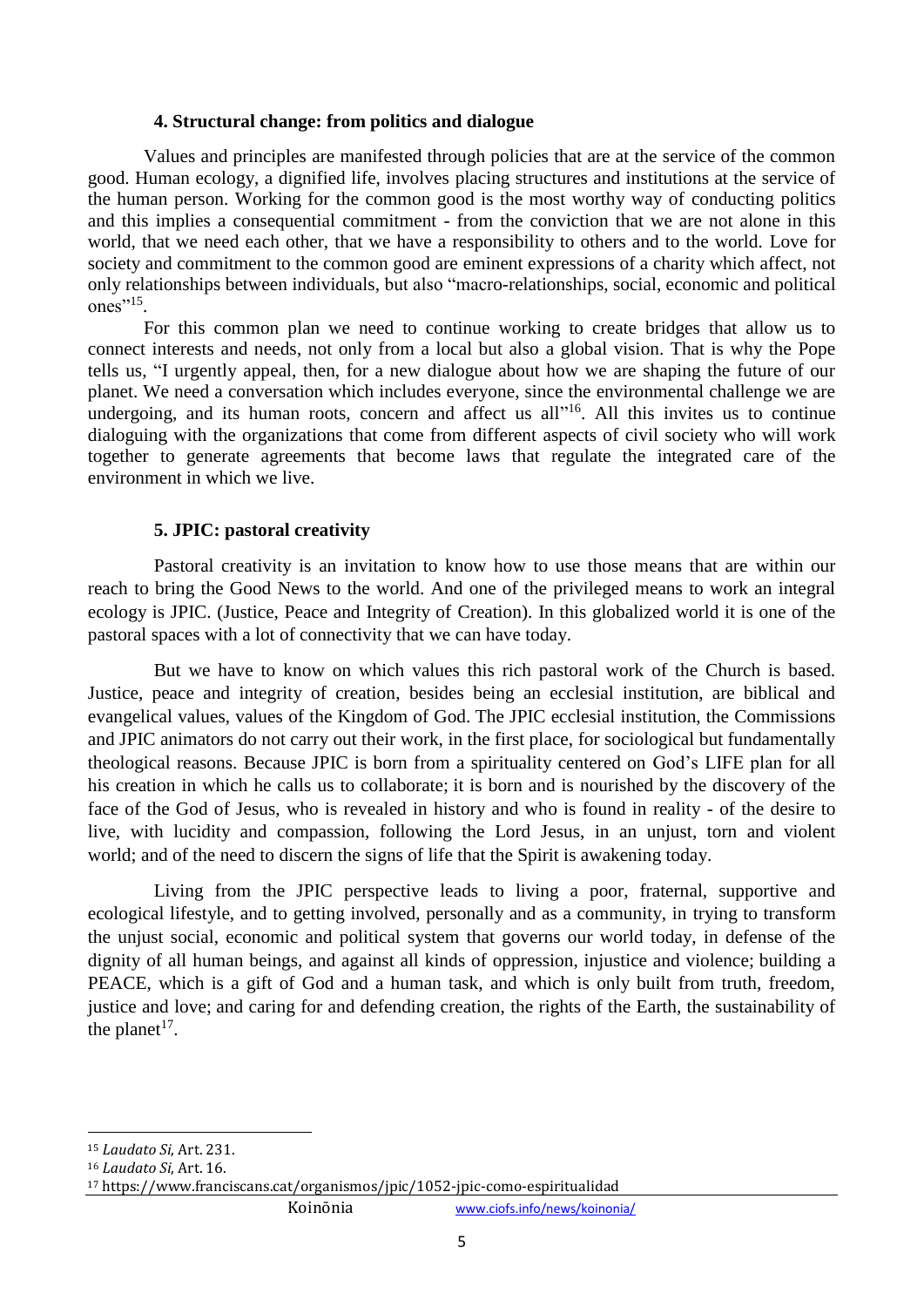### 4. Structural change: from politics and dialogue

Values and principles are manifested through policies that are at the service of the common good. Human ecology, a dignified life, involves placing structures and institutions at the service of the human person. Working for the common good is the most worthy way of conducting politics and this implies a consequential commitment - from the conviction that we are not alone in this world, that we need each other, that we have a responsibility to others and to the world. Love for society and commitment to the common good are eminent expressions of a charity which affect, not only relationships between individuals, but also "macro-relationships, social, economic and political ones"[15].

For this common plan we need to continue working to create bridges that allow us to connect interests and needs, not only from a local but also a global vision. That is why the Pope tells us, "I urgently appeal, then, for a new dialogue about how we are shaping the future of our planet. We need a conversation which includes everyone, since the environmental challenge we are undergoing, and its human roots, concern and affect us all"[16]. All this invites us to continue dialoguing with the organizations that come from different aspects of civil society who will work together to generate agreements that become laws that regulate the integrated care of the environment in which we live.

### 5. JPIC: pastoral creativity

Pastoral creativity is an invitation to know how to use those means that are within our reach to bring the Good News to the world. And one of the privileged means to work an integral ecology is JPIC. (Justice, Peace and Integrity of Creation). In this globalized world it is one of the pastoral spaces with a lot of connectivity that we can have today.

But we have to know on which values this rich pastoral work of the Church is based. Justice, peace and integrity of creation, besides being an ecclesial institution, are biblical and evangelical values, values of the Kingdom of God. The JPIC ecclesial institution, the Commissions and JPIC animators do not carry out their work, in the first place, for sociological but fundamentally theological reasons. Because JPIC is born from a spirituality centered on God's LIFE plan for all his creation in which he calls us to collaborate; it is born and is nourished by the discovery of the face of the God of Jesus, who is revealed in history and who is found in reality - of the desire to live, with lucidity and compassion, following the Lord Jesus, in an unjust, torn and violent world; and of the need to discern the signs of life that the Spirit is awakening today.

Living from the JPIC perspective leads to living a poor, fraternal, supportive and ecological lifestyle, and to getting involved, personally and as a community, in trying to transform the unjust social, economic and political system that governs our world today, in defense of the dignity of all human beings, and against all kinds of oppression, injustice and violence; building a PEACE, which is a gift of God and a human task, and which is only built from truth, freedom, justice and love; and caring for and defending creation, the rights of the Earth, the sustainability of the planet[17].

---

[15] *Laudato Si,* Art. 231.

[16] *Laudato Si,* Art. 16.

[17] https://www.franciscans.cat/organismos/jpic/1052-jpic-como-espiritualidad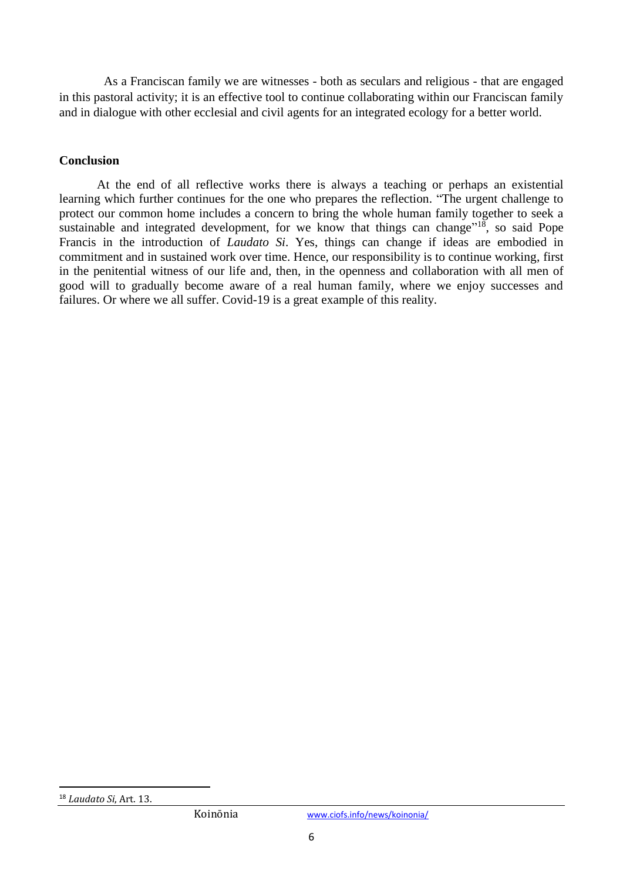As a Franciscan family we are witnesses - both as seculars and religious - that are engaged in this pastoral activity; it is an effective tool to continue collaborating within our Franciscan family and in dialogue with other ecclesial and civil agents for an integrated ecology for a better world.

## Conclusion

At the end of all reflective works there is always a teaching or perhaps an existential learning which further continues for the one who prepares the reflection. "The urgent challenge to protect our common home includes a concern to bring the whole human family together to seek a sustainable and integrated development, for we know that things can change"[18], so said Pope Francis in the introduction of *Laudato Si*. Yes, things can change if ideas are embodied in commitment and in sustained work over time. Hence, our responsibility is to continue working, first in the penitential witness of our life and, then, in the openness and collaboration with all men of good will to gradually become aware of a real human family, where we enjoy successes and failures. Or where we all suffer. Covid-19 is a great example of this reality.

---

[18] *Laudato Si,* Art. 13.